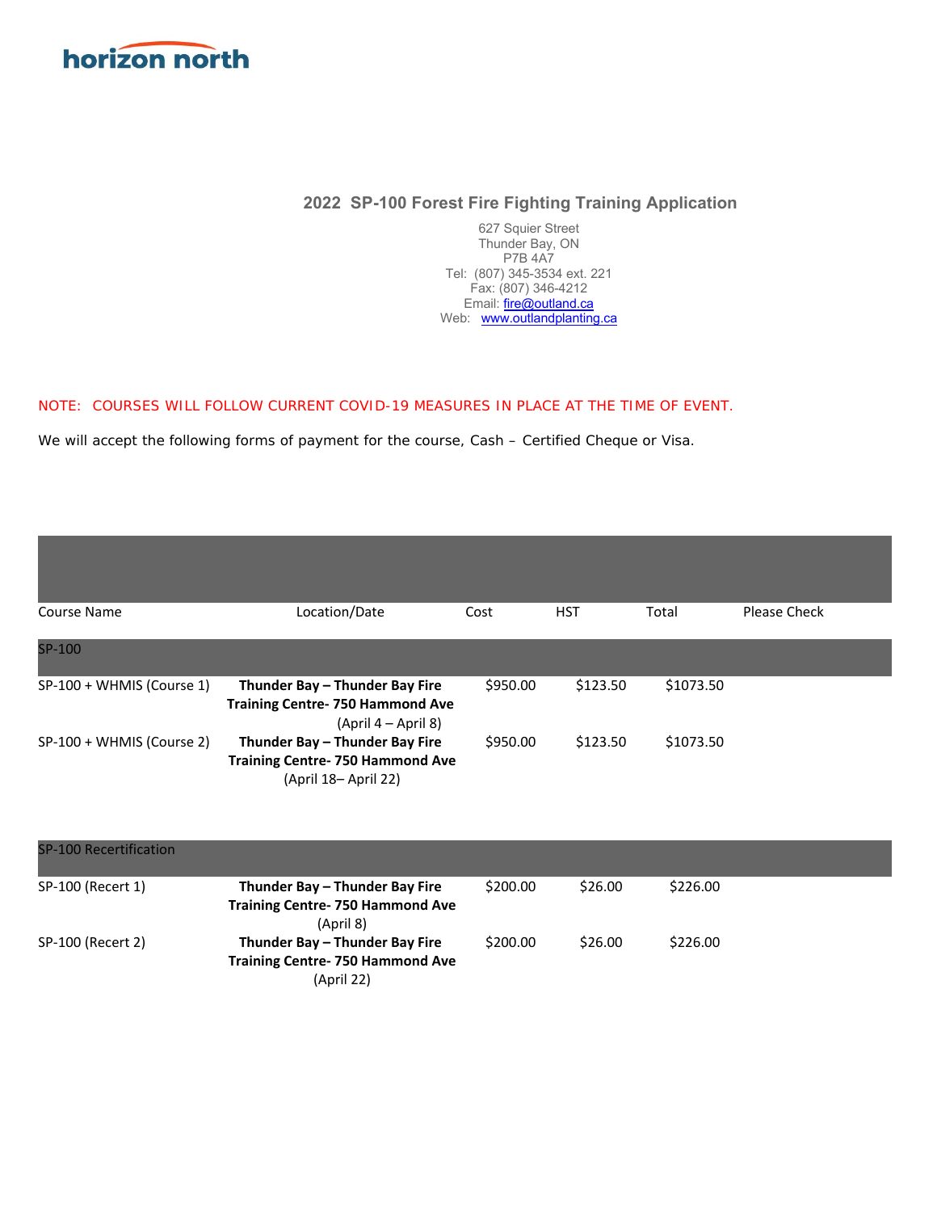horizon north

## 2022 SP-100 Forest Fire Fighting Training Application

627 Squier Street
Thunder Bay, ON
P7B 4A7
Tel: (807) 345-3534 ext. 221
Fax: (807) 346-4212
Email: fire@outland.ca
Web: www.outlandplanting.ca

NOTE: COURSES WILL FOLLOW CURRENT COVID-19 MEASURES IN PLACE AT THE TIME OF EVENT.

We will accept the following forms of payment for the course, Cash – Certified Cheque or Visa.

| Course Name | Location/Date | Cost | HST | Total | Please Check |
|---|---|---|---|---|---|
| SP-100 | | | | | |
| SP-100 + WHMIS (Course 1) | **Thunder Bay – Thunder Bay Fire Training Centre- 750 Hammond Ave** (April 4 – April 8) | $950.00 | $123.50 | $1073.50 | |
| SP-100 + WHMIS (Course 2) | **Thunder Bay – Thunder Bay Fire Training Centre- 750 Hammond Ave** (April 18– April 22) | $950.00 | $123.50 | $1073.50 | |
| SP-100 Recertification | | | | | |
| SP-100 (Recert 1) | **Thunder Bay – Thunder Bay Fire Training Centre- 750 Hammond Ave** (April 8) | $200.00 | $26.00 | $226.00 | |
| SP-100 (Recert 2) | **Thunder Bay – Thunder Bay Fire Training Centre- 750 Hammond Ave** (April 22) | $200.00 | $26.00 | $226.00 | |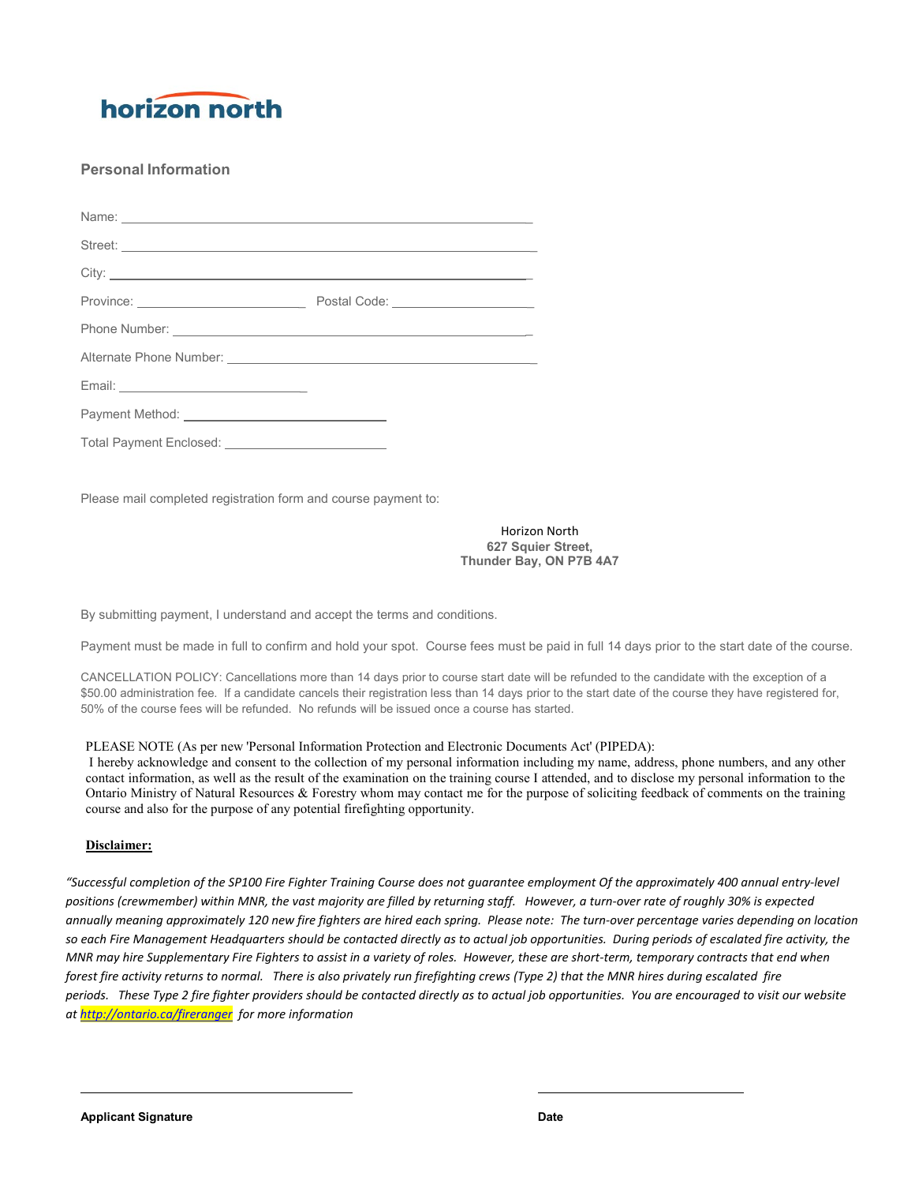horizon north

## Personal Information

Name: \_\_\_\_\_\_\_\_\_\_\_\_\_\_\_\_\_\_\_\_\_\_\_\_\_\_\_\_\_\_\_\_\_\_\_\_\_\_\_\_\_\_\_\_\_\_\_\_\_\_

Street: \_\_\_\_\_\_\_\_\_\_\_\_\_\_\_\_\_\_\_\_\_\_\_\_\_\_\_\_\_\_\_\_\_\_\_\_\_\_\_\_\_\_\_\_\_\_\_\_\_\_

City: \_\_\_\_\_\_\_\_\_\_\_\_\_\_\_\_\_\_\_\_\_\_\_\_\_\_\_\_\_\_\_\_\_\_\_\_\_\_\_\_\_\_\_\_\_\_\_\_\_\_

Province: \_\_\_\_\_\_\_\_\_\_\_\_\_\_\_\_\_\_\_\_ Postal Code: \_\_\_\_\_\_\_\_\_\_\_\_\_\_\_\_\_\_

Phone Number: \_\_\_\_\_\_\_\_\_\_\_\_\_\_\_\_\_\_\_\_\_\_\_\_\_\_\_\_\_\_\_\_\_\_\_\_\_\_\_\_\_\_\_\_

Alternate Phone Number: \_\_\_\_\_\_\_\_\_\_\_\_\_\_\_\_\_\_\_\_\_\_\_\_\_\_\_\_\_\_\_\_\_\_\_\_\_\_

Email: \_\_\_\_\_\_\_\_\_\_\_\_\_\_\_\_\_\_\_\_\_\_\_\_

Payment Method: \_\_\_\_\_\_\_\_\_\_\_\_\_\_\_\_\_\_\_\_\_\_\_\_

Total Payment Enclosed: \_\_\_\_\_\_\_\_\_\_\_\_\_\_\_\_\_\_\_\_

Please mail completed registration form and course payment to:

Horizon North
**627 Squier Street,**
**Thunder Bay, ON P7B 4A7**

By submitting payment, I understand and accept the terms and conditions.

Payment must be made in full to confirm and hold your spot. Course fees must be paid in full 14 days prior to the start date of the course.

CANCELLATION POLICY: Cancellations more than 14 days prior to course start date will be refunded to the candidate with the exception of a $50.00 administration fee. If a candidate cancels their registration less than 14 days prior to the start date of the course they have registered for, 50% of the course fees will be refunded. No refunds will be issued once a course has started.

PLEASE NOTE (As per new 'Personal Information Protection and Electronic Documents Act' (PIPEDA):
I hereby acknowledge and consent to the collection of my personal information including my name, address, phone numbers, and any other contact information, as well as the result of the examination on the training course I attended, and to disclose my personal information to the Ontario Ministry of Natural Resources & Forestry whom may contact me for the purpose of soliciting feedback of comments on the training course and also for the purpose of any potential firefighting opportunity.

**Disclaimer:**

*"Successful completion of the SP100 Fire Fighter Training Course does not guarantee employment Of the approximately 400 annual entry-level positions (crewmember) within MNR, the vast majority are filled by returning staff. However, a turn-over rate of roughly 30% is expected annually meaning approximately 120 new fire fighters are hired each spring. Please note: The turn-over percentage varies depending on location so each Fire Management Headquarters should be contacted directly as to actual job opportunities. During periods of escalated fire activity, the MNR may hire Supplementary Fire Fighters to assist in a variety of roles. However, these are short-term, temporary contracts that end when forest fire activity returns to normal. There is also privately run firefighting crews (Type 2) that the MNR hires during escalated fire periods. These Type 2 fire fighter providers should be contacted directly as to actual job opportunities. You are encouraged to visit our website at http://ontario.ca/fireranger for more information*

\_\_\_\_\_\_\_\_\_\_\_\_\_\_\_\_\_\_\_\_\_\_\_\_\_\_\_\_\_\_ \_\_\_\_\_\_\_\_\_\_\_\_\_\_\_\_\_\_\_\_\_\_\_\_

**Applicant Signature** **Date**